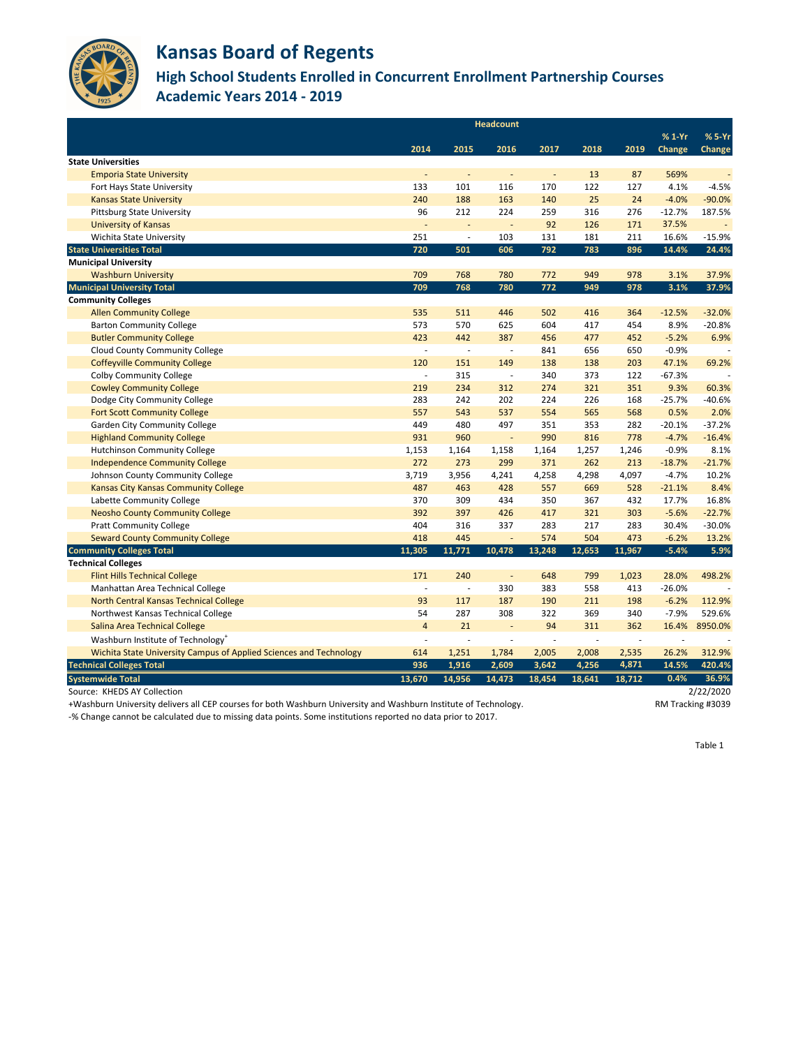# Kansas Board of Regents

## High School Students Enrolled in Concurrent Enrollment Partnership Courses

## Academic Years 2014 - 2019

| | Headcount | | | | | | | |
|---|---|---|---|---|---|---|---|---|
| | 2014 | 2015 | 2016 | 2017 | 2018 | 2019 | % 1-Yr Change | % 5-Yr Change |
| **State Universities** | | | | | | | | |
| Emporia State University | - | - | - | - | 13 | 87 | 569% | - |
| Fort Hays State University | 133 | 101 | 116 | 170 | 122 | 127 | 4.1% | -4.5% |
| Kansas State University | 240 | 188 | 163 | 140 | 25 | 24 | -4.0% | -90.0% |
| Pittsburg State University | 96 | 212 | 224 | 259 | 316 | 276 | -12.7% | 187.5% |
| University of Kansas | - | - | - | 92 | 126 | 171 | 37.5% | - |
| Wichita State University | 251 | - | 103 | 131 | 181 | 211 | 16.6% | -15.9% |
| **State Universities Total** | **720** | **501** | **606** | **792** | **783** | **896** | **14.4%** | **24.4%** |
| **Municipal University** | | | | | | | | |
| Washburn University | 709 | 768 | 780 | 772 | 949 | 978 | 3.1% | 37.9% |
| **Municipal University Total** | **709** | **768** | **780** | **772** | **949** | **978** | **3.1%** | **37.9%** |
| **Community Colleges** | | | | | | | | |
| Allen Community College | 535 | 511 | 446 | 502 | 416 | 364 | -12.5% | -32.0% |
| Barton Community College | 573 | 570 | 625 | 604 | 417 | 454 | 8.9% | -20.8% |
| Butler Community College | 423 | 442 | 387 | 456 | 477 | 452 | -5.2% | 6.9% |
| Cloud County Community College | - | - | - | 841 | 656 | 650 | -0.9% | - |
| Coffeyville Community College | 120 | 151 | 149 | 138 | 138 | 203 | 47.1% | 69.2% |
| Colby Community College | - | 315 | - | 340 | 373 | 122 | -67.3% | - |
| Cowley Community College | 219 | 234 | 312 | 274 | 321 | 351 | 9.3% | 60.3% |
| Dodge City Community College | 283 | 242 | 202 | 224 | 226 | 168 | -25.7% | -40.6% |
| Fort Scott Community College | 557 | 543 | 537 | 554 | 565 | 568 | 0.5% | 2.0% |
| Garden City Community College | 449 | 480 | 497 | 351 | 353 | 282 | -20.1% | -37.2% |
| Highland Community College | 931 | 960 | - | 990 | 816 | 778 | -4.7% | -16.4% |
| Hutchinson Community College | 1,153 | 1,164 | 1,158 | 1,164 | 1,257 | 1,246 | -0.9% | 8.1% |
| Independence Community College | 272 | 273 | 299 | 371 | 262 | 213 | -18.7% | -21.7% |
| Johnson County Community College | 3,719 | 3,956 | 4,241 | 4,258 | 4,298 | 4,097 | -4.7% | 10.2% |
| Kansas City Kansas Community College | 487 | 463 | 428 | 557 | 669 | 528 | -21.1% | 8.4% |
| Labette Community College | 370 | 309 | 434 | 350 | 367 | 432 | 17.7% | 16.8% |
| Neosho County Community College | 392 | 397 | 426 | 417 | 321 | 303 | -5.6% | -22.7% |
| Pratt Community College | 404 | 316 | 337 | 283 | 217 | 283 | 30.4% | -30.0% |
| Seward County Community College | 418 | 445 | - | 574 | 504 | 473 | -6.2% | 13.2% |
| **Community Colleges Total** | **11,305** | **11,771** | **10,478** | **13,248** | **12,653** | **11,967** | **-5.4%** | **5.9%** |
| **Technical Colleges** | | | | | | | | |
| Flint Hills Technical College | 171 | 240 | - | 648 | 799 | 1,023 | 28.0% | 498.2% |
| Manhattan Area Technical College | - | - | 330 | 383 | 558 | 413 | -26.0% | - |
| North Central Kansas Technical College | 93 | 117 | 187 | 190 | 211 | 198 | -6.2% | 112.9% |
| Northwest Kansas Technical College | 54 | 287 | 308 | 322 | 369 | 340 | -7.9% | 529.6% |
| Salina Area Technical College | 4 | 21 | - | 94 | 311 | 362 | 16.4% | 8950.0% |
| Washburn Institute of Technology+ | - | - | - | - | - | - | - | - |
| Wichita State University Campus of Applied Sciences and Technology | 614 | 1,251 | 1,784 | 2,005 | 2,008 | 2,535 | 26.2% | 312.9% |
| **Technical Colleges Total** | **936** | **1,916** | **2,609** | **3,642** | **4,256** | **4,871** | **14.5%** | **420.4%** |
| **Systemwide Total** | **13,670** | **14,956** | **14,473** | **18,454** | **18,641** | **18,712** | **0.4%** | **36.9%** |

Source: KHEDS AY Collection

2/22/2020

+Washburn University delivers all CEP courses for both Washburn University and Washburn Institute of Technology.

RM Tracking #3039

-% Change cannot be calculated due to missing data points. Some institutions reported no data prior to 2017.

Table 1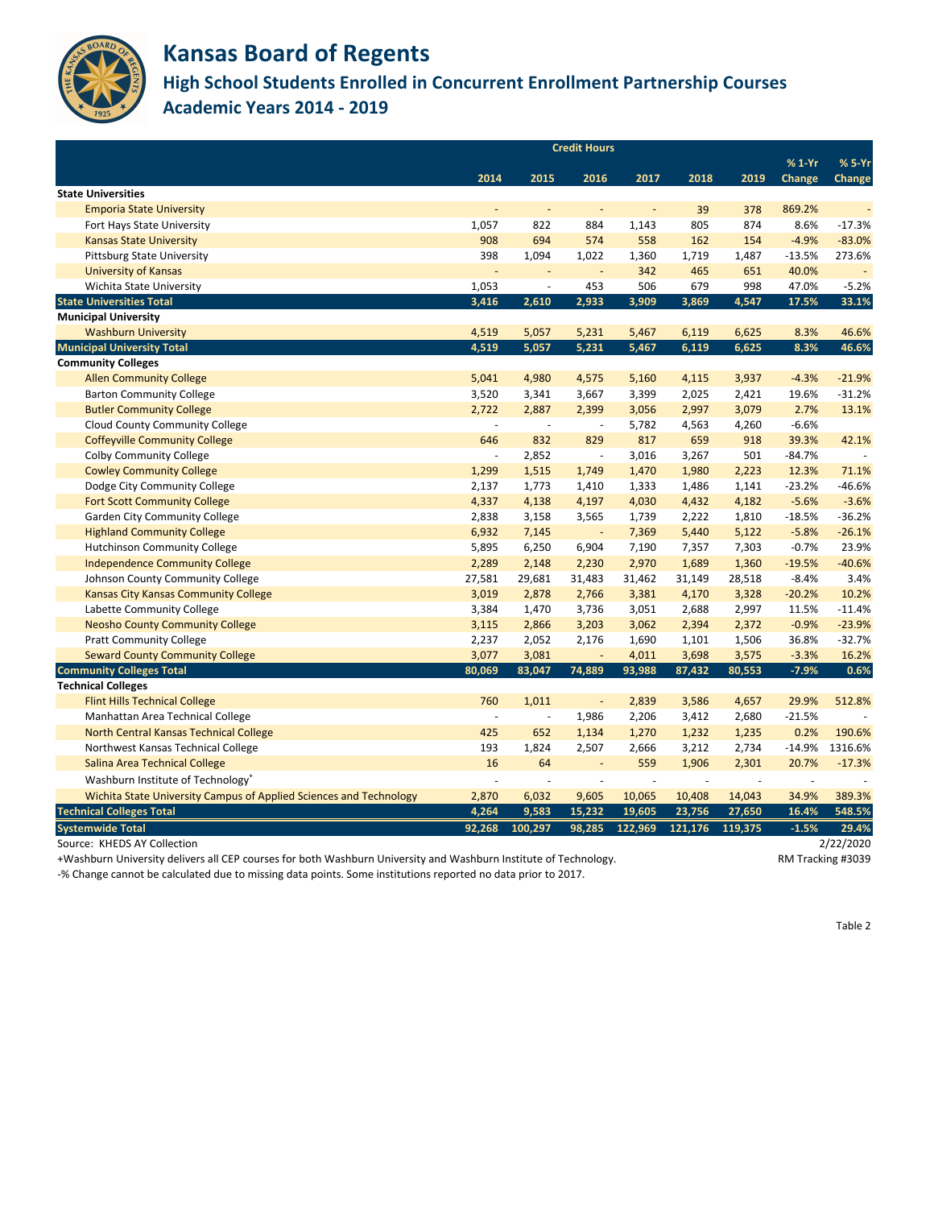# Kansas Board of Regents

## High School Students Enrolled in Concurrent Enrollment Partnership Courses

## Academic Years 2014 - 2019

| | Credit Hours | | | | | | | |
|---|---|---|---|---|---|---|---|---|
| | 2014 | 2015 | 2016 | 2017 | 2018 | 2019 | % 1-Yr Change | % 5-Yr Change |
| **State Universities** | | | | | | | | |
| Emporia State University | - | - | - | - | 39 | 378 | 869.2% | - |
| Fort Hays State University | 1,057 | 822 | 884 | 1,143 | 805 | 874 | 8.6% | -17.3% |
| Kansas State University | 908 | 694 | 574 | 558 | 162 | 154 | -4.9% | -83.0% |
| Pittsburg State University | 398 | 1,094 | 1,022 | 1,360 | 1,719 | 1,487 | -13.5% | 273.6% |
| University of Kansas | - | - | - | 342 | 465 | 651 | 40.0% | - |
| Wichita State University | 1,053 | - | 453 | 506 | 679 | 998 | 47.0% | -5.2% |
| **State Universities Total** | **3,416** | **2,610** | **2,933** | **3,909** | **3,869** | **4,547** | **17.5%** | **33.1%** |
| **Municipal University** | | | | | | | | |
| Washburn University | 4,519 | 5,057 | 5,231 | 5,467 | 6,119 | 6,625 | 8.3% | 46.6% |
| **Municipal University Total** | **4,519** | **5,057** | **5,231** | **5,467** | **6,119** | **6,625** | **8.3%** | **46.6%** |
| **Community Colleges** | | | | | | | | |
| Allen Community College | 5,041 | 4,980 | 4,575 | 5,160 | 4,115 | 3,937 | -4.3% | -21.9% |
| Barton Community College | 3,520 | 3,341 | 3,667 | 3,399 | 2,025 | 2,421 | 19.6% | -31.2% |
| Butler Community College | 2,722 | 2,887 | 2,399 | 3,056 | 2,997 | 3,079 | 2.7% | 13.1% |
| Cloud County Community College | - | - | - | 5,782 | 4,563 | 4,260 | -6.6% | |
| Coffeyville Community College | 646 | 832 | 829 | 817 | 659 | 918 | 39.3% | 42.1% |
| Colby Community College | - | 2,852 | - | 3,016 | 3,267 | 501 | -84.7% | - |
| Cowley Community College | 1,299 | 1,515 | 1,749 | 1,470 | 1,980 | 2,223 | 12.3% | 71.1% |
| Dodge City Community College | 2,137 | 1,773 | 1,410 | 1,333 | 1,486 | 1,141 | -23.2% | -46.6% |
| Fort Scott Community College | 4,337 | 4,138 | 4,197 | 4,030 | 4,432 | 4,182 | -5.6% | -3.6% |
| Garden City Community College | 2,838 | 3,158 | 3,565 | 1,739 | 2,222 | 1,810 | -18.5% | -36.2% |
| Highland Community College | 6,932 | 7,145 | - | 7,369 | 5,440 | 5,122 | -5.8% | -26.1% |
| Hutchinson Community College | 5,895 | 6,250 | 6,904 | 7,190 | 7,357 | 7,303 | -0.7% | 23.9% |
| Independence Community College | 2,289 | 2,148 | 2,230 | 2,970 | 1,689 | 1,360 | -19.5% | -40.6% |
| Johnson County Community College | 27,581 | 29,681 | 31,483 | 31,462 | 31,149 | 28,518 | -8.4% | 3.4% |
| Kansas City Kansas Community College | 3,019 | 2,878 | 2,766 | 3,381 | 4,170 | 3,328 | -20.2% | 10.2% |
| Labette Community College | 3,384 | 1,470 | 3,736 | 3,051 | 2,688 | 2,997 | 11.5% | -11.4% |
| Neosho County Community College | 3,115 | 2,866 | 3,203 | 3,062 | 2,394 | 2,372 | -0.9% | -23.9% |
| Pratt Community College | 2,237 | 2,052 | 2,176 | 1,690 | 1,101 | 1,506 | 36.8% | -32.7% |
| Seward County Community College | 3,077 | 3,081 | - | 4,011 | 3,698 | 3,575 | -3.3% | 16.2% |
| **Community Colleges Total** | **80,069** | **83,047** | **74,889** | **93,988** | **87,432** | **80,553** | **-7.9%** | **0.6%** |
| **Technical Colleges** | | | | | | | | |
| Flint Hills Technical College | 760 | 1,011 | - | 2,839 | 3,586 | 4,657 | 29.9% | 512.8% |
| Manhattan Area Technical College | - | - | 1,986 | 2,206 | 3,412 | 2,680 | -21.5% | - |
| North Central Kansas Technical College | 425 | 652 | 1,134 | 1,270 | 1,232 | 1,235 | 0.2% | 190.6% |
| Northwest Kansas Technical College | 193 | 1,824 | 2,507 | 2,666 | 3,212 | 2,734 | -14.9% | 1316.6% |
| Salina Area Technical College | 16 | 64 | - | 559 | 1,906 | 2,301 | 20.7% | -17.3% |
| Washburn Institute of Technology+ | - | - | - | - | - | - | - | - |
| Wichita State University Campus of Applied Sciences and Technology | 2,870 | 6,032 | 9,605 | 10,065 | 10,408 | 14,043 | 34.9% | 389.3% |
| **Technical Colleges Total** | **4,264** | **9,583** | **15,232** | **19,605** | **23,756** | **27,650** | **16.4%** | **548.5%** |
| **Systemwide Total** | **92,268** | **100,297** | **98,285** | **122,969** | **121,176** | **119,375** | **-1.5%** | **29.4%** |

Source: KHEDS AY Collection 2/22/2020

+Washburn University delivers all CEP courses for both Washburn University and Washburn Institute of Technology. RM Tracking #3039

-% Change cannot be calculated due to missing data points. Some institutions reported no data prior to 2017.

Table 2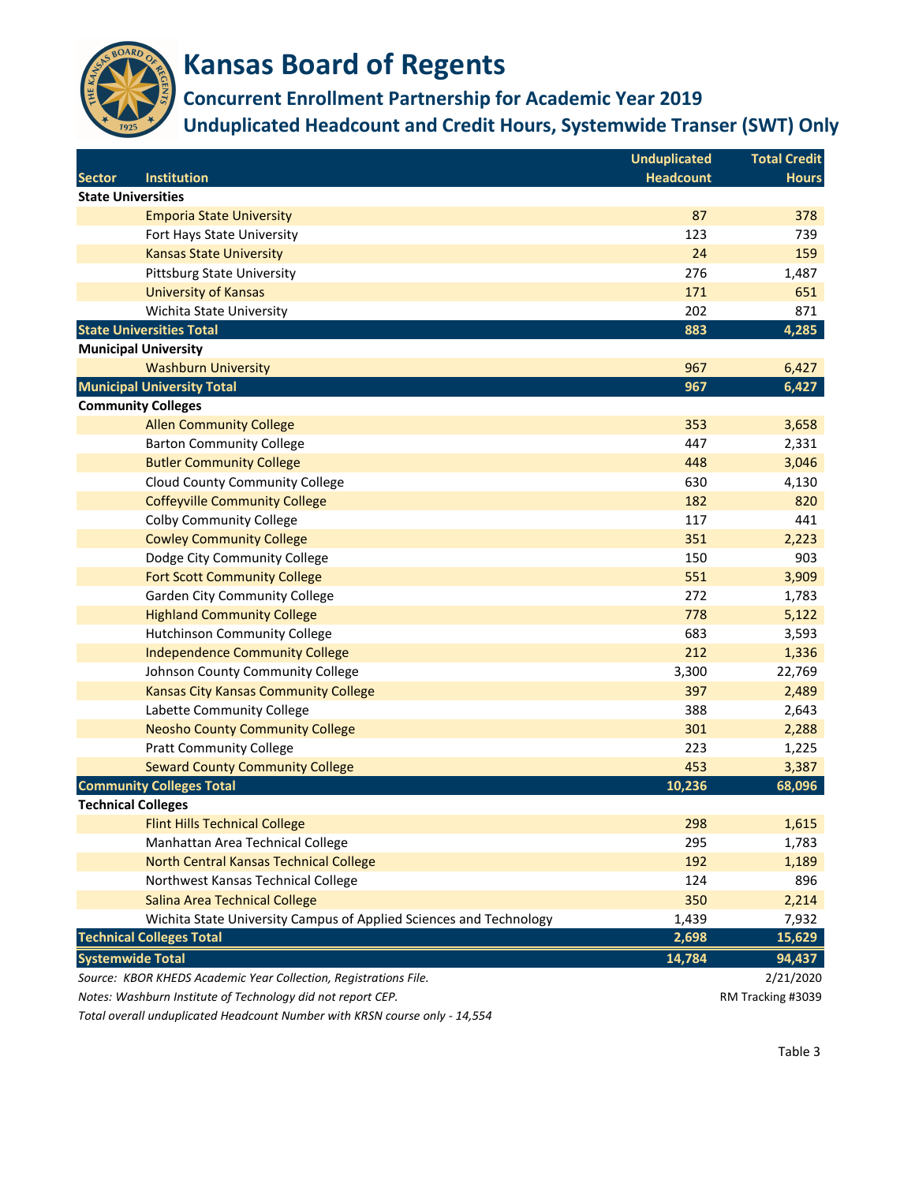# Kansas Board of Regents

## Concurrent Enrollment Partnership for Academic Year 2019

## Unduplicated Headcount and Credit Hours, Systemwide Transer (SWT) Only

| Sector | Institution | Unduplicated Headcount | Total Credit Hours |
|---|---|---|---|
| **State Universities** | | | |
| | Emporia State University | 87 | 378 |
| | Fort Hays State University | 123 | 739 |
| | Kansas State University | 24 | 159 |
| | Pittsburg State University | 276 | 1,487 |
| | University of Kansas | 171 | 651 |
| | Wichita State University | 202 | 871 |
| **State Universities Total** | | **883** | **4,285** |
| **Municipal University** | | | |
| | Washburn University | 967 | 6,427 |
| **Municipal University Total** | | **967** | **6,427** |
| **Community Colleges** | | | |
| | Allen Community College | 353 | 3,658 |
| | Barton Community College | 447 | 2,331 |
| | Butler Community College | 448 | 3,046 |
| | Cloud County Community College | 630 | 4,130 |
| | Coffeyville Community College | 182 | 820 |
| | Colby Community College | 117 | 441 |
| | Cowley Community College | 351 | 2,223 |
| | Dodge City Community College | 150 | 903 |
| | Fort Scott Community College | 551 | 3,909 |
| | Garden City Community College | 272 | 1,783 |
| | Highland Community College | 778 | 5,122 |
| | Hutchinson Community College | 683 | 3,593 |
| | Independence Community College | 212 | 1,336 |
| | Johnson County Community College | 3,300 | 22,769 |
| | Kansas City Kansas Community College | 397 | 2,489 |
| | Labette Community College | 388 | 2,643 |
| | Neosho County Community College | 301 | 2,288 |
| | Pratt Community College | 223 | 1,225 |
| | Seward County Community College | 453 | 3,387 |
| **Community Colleges Total** | | **10,236** | **68,096** |
| **Technical Colleges** | | | |
| | Flint Hills Technical College | 298 | 1,615 |
| | Manhattan Area Technical College | 295 | 1,783 |
| | North Central Kansas Technical College | 192 | 1,189 |
| | Northwest Kansas Technical College | 124 | 896 |
| | Salina Area Technical College | 350 | 2,214 |
| | Wichita State University Campus of Applied Sciences and Technology | 1,439 | 7,932 |
| **Technical Colleges Total** | | **2,698** | **15,629** |
| **Systemwide Total** | | **14,784** | **94,437** |

*Source: KBOR KHEDS Academic Year Collection, Registrations File.* 2/21/2020

*Notes: Washburn Institute of Technology did not report CEP.* RM Tracking #3039

*Total overall unduplicated Headcount Number with KRSN course only - 14,554*

Table 3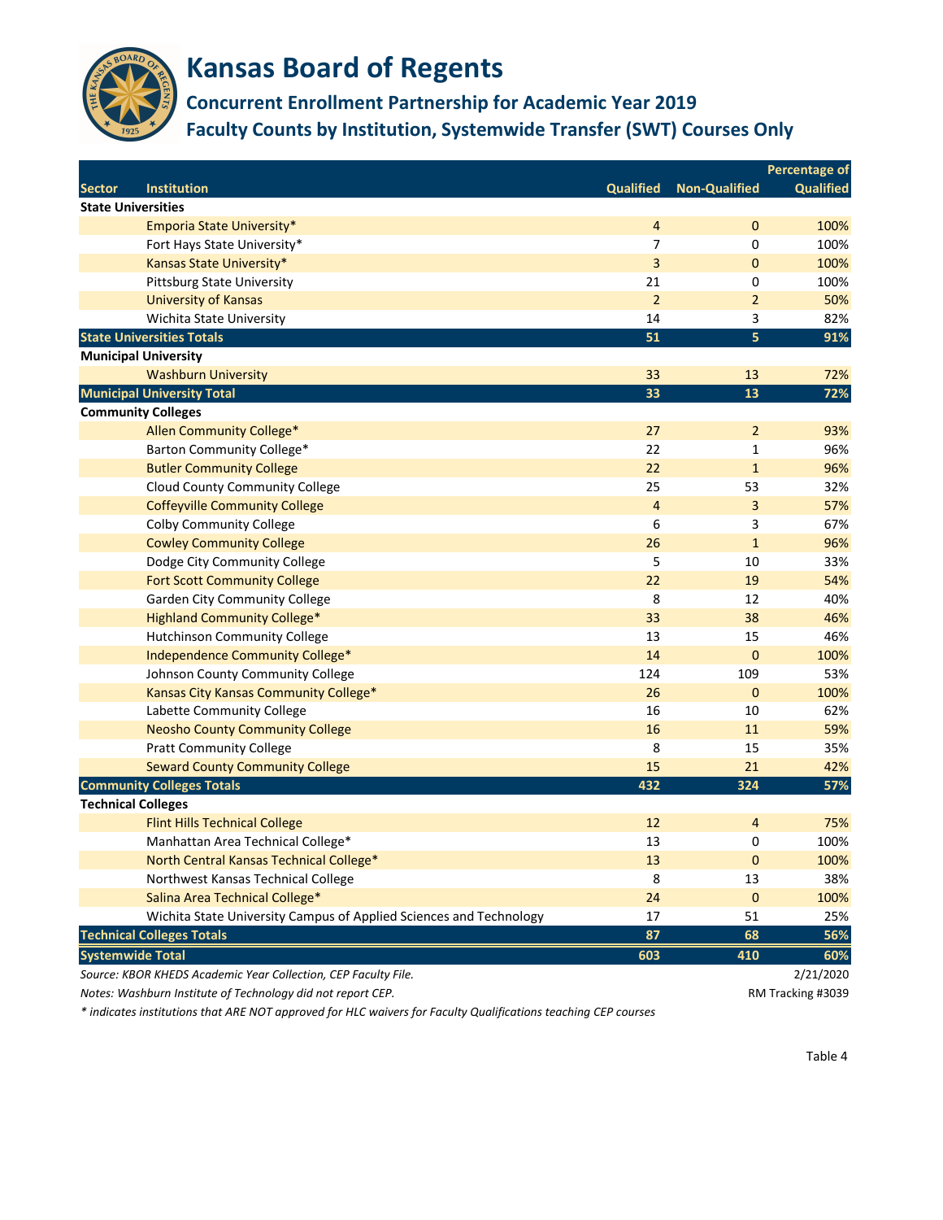# Kansas Board of Regents

## Concurrent Enrollment Partnership for Academic Year 2019

## Faculty Counts by Institution, Systemwide Transfer (SWT) Courses Only

| Sector | Institution | Qualified | Non-Qualified | Percentage of Qualified |
|---|---|---|---|---|
| **State Universities** | | | | |
| | Emporia State University* | 4 | 0 | 100% |
| | Fort Hays State University* | 7 | 0 | 100% |
| | Kansas State University* | 3 | 0 | 100% |
| | Pittsburg State University | 21 | 0 | 100% |
| | University of Kansas | 2 | 2 | 50% |
| | Wichita State University | 14 | 3 | 82% |
| **State Universities Totals** | | **51** | **5** | **91%** |
| **Municipal University** | | | | |
| | Washburn University | 33 | 13 | 72% |
| **Municipal University Total** | | **33** | **13** | **72%** |
| **Community Colleges** | | | | |
| | Allen Community College* | 27 | 2 | 93% |
| | Barton Community College* | 22 | 1 | 96% |
| | Butler Community College | 22 | 1 | 96% |
| | Cloud County Community College | 25 | 53 | 32% |
| | Coffeyville Community College | 4 | 3 | 57% |
| | Colby Community College | 6 | 3 | 67% |
| | Cowley Community College | 26 | 1 | 96% |
| | Dodge City Community College | 5 | 10 | 33% |
| | Fort Scott Community College | 22 | 19 | 54% |
| | Garden City Community College | 8 | 12 | 40% |
| | Highland Community College* | 33 | 38 | 46% |
| | Hutchinson Community College | 13 | 15 | 46% |
| | Independence Community College* | 14 | 0 | 100% |
| | Johnson County Community College | 124 | 109 | 53% |
| | Kansas City Kansas Community College* | 26 | 0 | 100% |
| | Labette Community College | 16 | 10 | 62% |
| | Neosho County Community College | 16 | 11 | 59% |
| | Pratt Community College | 8 | 15 | 35% |
| | Seward County Community College | 15 | 21 | 42% |
| **Community Colleges Totals** | | **432** | **324** | **57%** |
| **Technical Colleges** | | | | |
| | Flint Hills Technical College | 12 | 4 | 75% |
| | Manhattan Area Technical College* | 13 | 0 | 100% |
| | North Central Kansas Technical College* | 13 | 0 | 100% |
| | Northwest Kansas Technical College | 8 | 13 | 38% |
| | Salina Area Technical College* | 24 | 0 | 100% |
| | Wichita State University Campus of Applied Sciences and Technology | 17 | 51 | 25% |
| **Technical Colleges Totals** | | **87** | **68** | **56%** |
| **Systemwide Total** | | **603** | **410** | **60%** |

*Source: KBOR KHEDS Academic Year Collection, CEP Faculty File.* 2/21/2020

*Notes: Washburn Institute of Technology did not report CEP.* RM Tracking #3039

*\* indicates institutions that ARE NOT approved for HLC waivers for Faculty Qualifications teaching CEP courses*

Table 4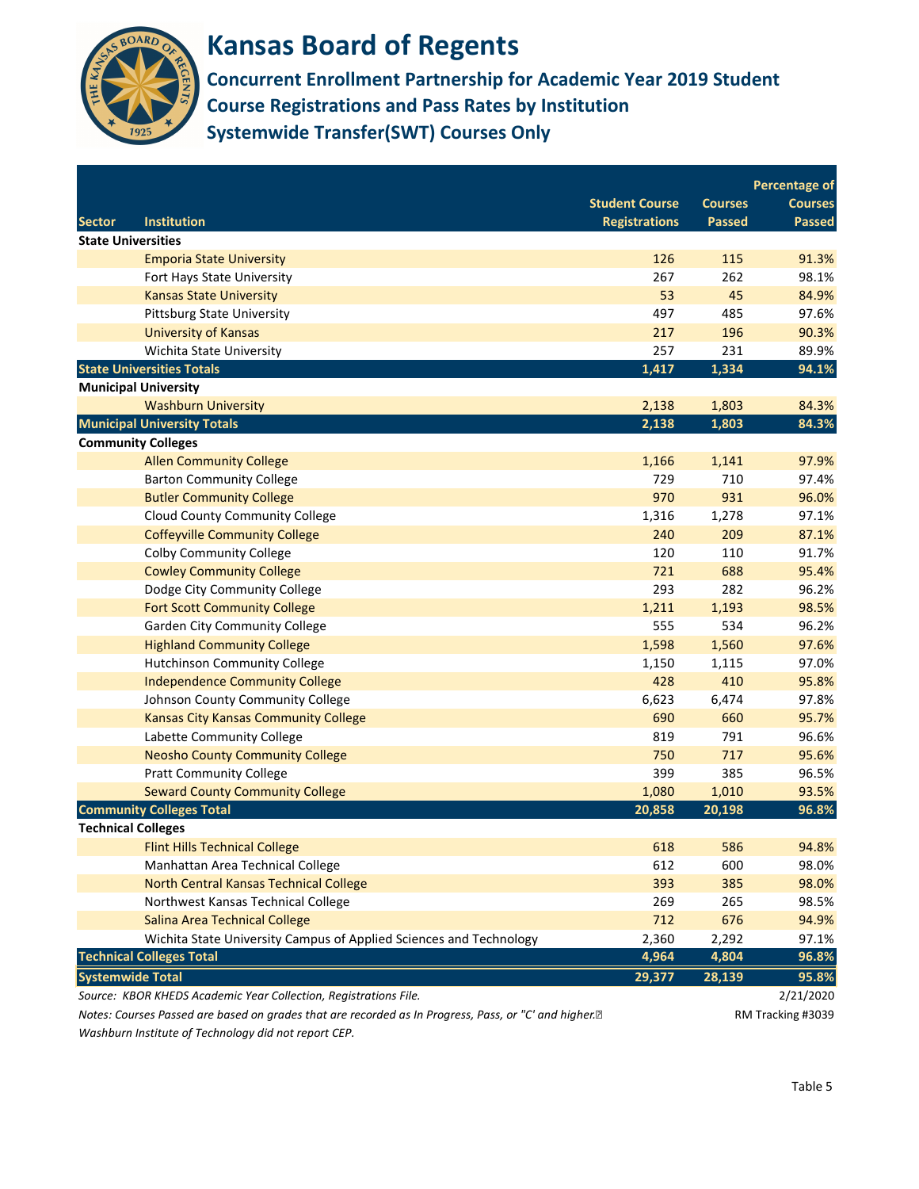# Kansas Board of Regents

## Concurrent Enrollment Partnership for Academic Year 2019 Student Course Registrations and Pass Rates by Institution Systemwide Transfer(SWT) Courses Only

| Sector | Institution | Student Course Registrations | Courses Passed | Percentage of Courses Passed |
|---|---|---|---|---|
| **State Universities** | | | | |
| | Emporia State University | 126 | 115 | 91.3% |
| | Fort Hays State University | 267 | 262 | 98.1% |
| | Kansas State University | 53 | 45 | 84.9% |
| | Pittsburg State University | 497 | 485 | 97.6% |
| | University of Kansas | 217 | 196 | 90.3% |
| | Wichita State University | 257 | 231 | 89.9% |
| **State Universities Totals** | | **1,417** | **1,334** | **94.1%** |
| **Municipal University** | | | | |
| | Washburn University | 2,138 | 1,803 | 84.3% |
| **Municipal University Totals** | | **2,138** | **1,803** | **84.3%** |
| **Community Colleges** | | | | |
| | Allen Community College | 1,166 | 1,141 | 97.9% |
| | Barton Community College | 729 | 710 | 97.4% |
| | Butler Community College | 970 | 931 | 96.0% |
| | Cloud County Community College | 1,316 | 1,278 | 97.1% |
| | Coffeyville Community College | 240 | 209 | 87.1% |
| | Colby Community College | 120 | 110 | 91.7% |
| | Cowley Community College | 721 | 688 | 95.4% |
| | Dodge City Community College | 293 | 282 | 96.2% |
| | Fort Scott Community College | 1,211 | 1,193 | 98.5% |
| | Garden City Community College | 555 | 534 | 96.2% |
| | Highland Community College | 1,598 | 1,560 | 97.6% |
| | Hutchinson Community College | 1,150 | 1,115 | 97.0% |
| | Independence Community College | 428 | 410 | 95.8% |
| | Johnson County Community College | 6,623 | 6,474 | 97.8% |
| | Kansas City Kansas Community College | 690 | 660 | 95.7% |
| | Labette Community College | 819 | 791 | 96.6% |
| | Neosho County Community College | 750 | 717 | 95.6% |
| | Pratt Community College | 399 | 385 | 96.5% |
| | Seward County Community College | 1,080 | 1,010 | 93.5% |
| **Community Colleges Total** | | **20,858** | **20,198** | **96.8%** |
| **Technical Colleges** | | | | |
| | Flint Hills Technical College | 618 | 586 | 94.8% |
| | Manhattan Area Technical College | 612 | 600 | 98.0% |
| | North Central Kansas Technical College | 393 | 385 | 98.0% |
| | Northwest Kansas Technical College | 269 | 265 | 98.5% |
| | Salina Area Technical College | 712 | 676 | 94.9% |
| | Wichita State University Campus of Applied Sciences and Technology | 2,360 | 2,292 | 97.1% |
| **Technical Colleges Total** | | **4,964** | **4,804** | **96.8%** |
| **Systemwide Total** | | **29,377** | **28,139** | **95.8%** |

*Source: KBOR KHEDS Academic Year Collection, Registrations File.* 2/21/2020

*Notes: Courses Passed are based on grades that are recorded as In Progress, Pass, or "C' and higher.* RM Tracking #3039

*Washburn Institute of Technology did not report CEP.*

Table 5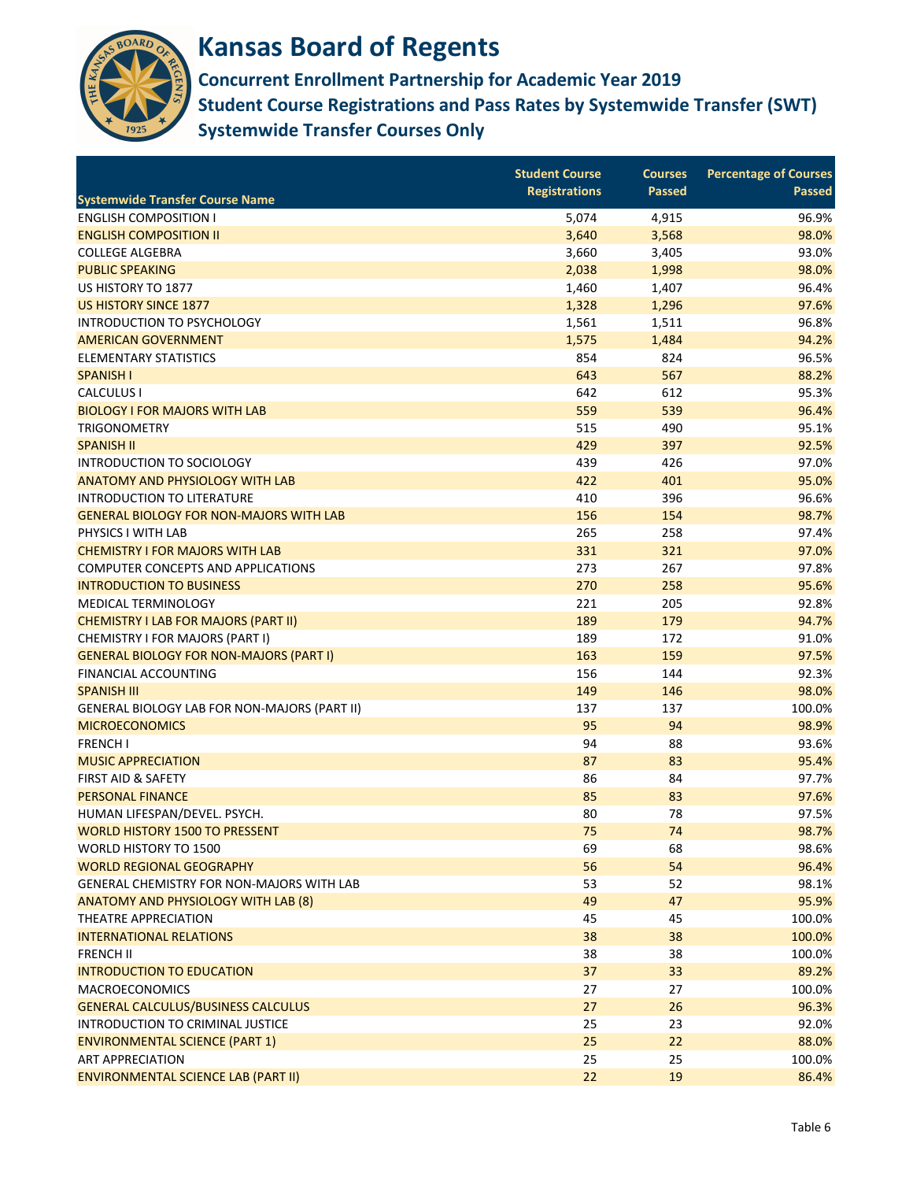# Kansas Board of Regents

## Concurrent Enrollment Partnership for Academic Year 2019
## Student Course Registrations and Pass Rates by Systemwide Transfer (SWT)
## Systemwide Transfer Courses Only

| Systemwide Transfer Course Name | Student Course Registrations | Courses Passed | Percentage of Courses Passed |
|---|---|---|---|
| ENGLISH COMPOSITION I | 5,074 | 4,915 | 96.9% |
| ENGLISH COMPOSITION II | 3,640 | 3,568 | 98.0% |
| COLLEGE ALGEBRA | 3,660 | 3,405 | 93.0% |
| PUBLIC SPEAKING | 2,038 | 1,998 | 98.0% |
| US HISTORY TO 1877 | 1,460 | 1,407 | 96.4% |
| US HISTORY SINCE 1877 | 1,328 | 1,296 | 97.6% |
| INTRODUCTION TO PSYCHOLOGY | 1,561 | 1,511 | 96.8% |
| AMERICAN GOVERNMENT | 1,575 | 1,484 | 94.2% |
| ELEMENTARY STATISTICS | 854 | 824 | 96.5% |
| SPANISH I | 643 | 567 | 88.2% |
| CALCULUS I | 642 | 612 | 95.3% |
| BIOLOGY I FOR MAJORS WITH LAB | 559 | 539 | 96.4% |
| TRIGONOMETRY | 515 | 490 | 95.1% |
| SPANISH II | 429 | 397 | 92.5% |
| INTRODUCTION TO SOCIOLOGY | 439 | 426 | 97.0% |
| ANATOMY AND PHYSIOLOGY WITH LAB | 422 | 401 | 95.0% |
| INTRODUCTION TO LITERATURE | 410 | 396 | 96.6% |
| GENERAL BIOLOGY FOR NON-MAJORS WITH LAB | 156 | 154 | 98.7% |
| PHYSICS I WITH LAB | 265 | 258 | 97.4% |
| CHEMISTRY I FOR MAJORS WITH LAB | 331 | 321 | 97.0% |
| COMPUTER CONCEPTS AND APPLICATIONS | 273 | 267 | 97.8% |
| INTRODUCTION TO BUSINESS | 270 | 258 | 95.6% |
| MEDICAL TERMINOLOGY | 221 | 205 | 92.8% |
| CHEMISTRY I LAB FOR MAJORS (PART II) | 189 | 179 | 94.7% |
| CHEMISTRY I FOR MAJORS (PART I) | 189 | 172 | 91.0% |
| GENERAL BIOLOGY FOR NON-MAJORS (PART I) | 163 | 159 | 97.5% |
| FINANCIAL ACCOUNTING | 156 | 144 | 92.3% |
| SPANISH III | 149 | 146 | 98.0% |
| GENERAL BIOLOGY LAB FOR NON-MAJORS (PART II) | 137 | 137 | 100.0% |
| MICROECONOMICS | 95 | 94 | 98.9% |
| FRENCH I | 94 | 88 | 93.6% |
| MUSIC APPRECIATION | 87 | 83 | 95.4% |
| FIRST AID & SAFETY | 86 | 84 | 97.7% |
| PERSONAL FINANCE | 85 | 83 | 97.6% |
| HUMAN LIFESPAN/DEVEL. PSYCH. | 80 | 78 | 97.5% |
| WORLD HISTORY 1500 TO PRESSENT | 75 | 74 | 98.7% |
| WORLD HISTORY TO 1500 | 69 | 68 | 98.6% |
| WORLD REGIONAL GEOGRAPHY | 56 | 54 | 96.4% |
| GENERAL CHEMISTRY FOR NON-MAJORS WITH LAB | 53 | 52 | 98.1% |
| ANATOMY AND PHYSIOLOGY WITH LAB (8) | 49 | 47 | 95.9% |
| THEATRE APPRECIATION | 45 | 45 | 100.0% |
| INTERNATIONAL RELATIONS | 38 | 38 | 100.0% |
| FRENCH II | 38 | 38 | 100.0% |
| INTRODUCTION TO EDUCATION | 37 | 33 | 89.2% |
| MACROECONOMICS | 27 | 27 | 100.0% |
| GENERAL CALCULUS/BUSINESS CALCULUS | 27 | 26 | 96.3% |
| INTRODUCTION TO CRIMINAL JUSTICE | 25 | 23 | 92.0% |
| ENVIRONMENTAL SCIENCE (PART 1) | 25 | 22 | 88.0% |
| ART APPRECIATION | 25 | 25 | 100.0% |
| ENVIRONMENTAL SCIENCE LAB (PART II) | 22 | 19 | 86.4% |

Table 6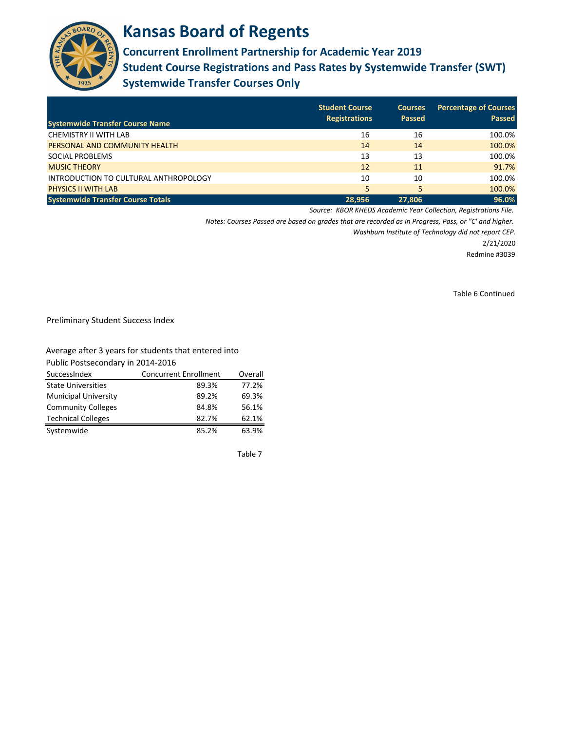# Kansas Board of Regents

## Concurrent Enrollment Partnership for Academic Year 2019
## Student Course Registrations and Pass Rates by Systemwide Transfer (SWT)
## Systemwide Transfer Courses Only

| Systemwide Transfer Course Name | Student Course Registrations | Courses Passed | Percentage of Courses Passed |
|---|---|---|---|
| CHEMISTRY II WITH LAB | 16 | 16 | 100.0% |
| PERSONAL AND COMMUNITY HEALTH | 14 | 14 | 100.0% |
| SOCIAL PROBLEMS | 13 | 13 | 100.0% |
| MUSIC THEORY | 12 | 11 | 91.7% |
| INTRODUCTION TO CULTURAL ANTHROPOLOGY | 10 | 10 | 100.0% |
| PHYSICS II WITH LAB | 5 | 5 | 100.0% |
| **Systemwide Transfer Course Totals** | **28,956** | **27,806** | **96.0%** |

*Source: KBOR KHEDS Academic Year Collection, Registrations File.*

*Notes: Courses Passed are based on grades that are recorded as In Progress, Pass, or "C' and higher.*

*Washburn Institute of Technology did not report CEP.*

2/21/2020

Redmine #3039

Table 6 Continued

Preliminary Student Success Index

Average after 3 years for students that entered into Public Postsecondary in 2014-2016

| SuccessIndex | Concurrent Enrollment | Overall |
|---|---|---|
| State Universities | 89.3% | 77.2% |
| Municipal University | 89.2% | 69.3% |
| Community Colleges | 84.8% | 56.1% |
| Technical Colleges | 82.7% | 62.1% |
| Systemwide | 85.2% | 63.9% |

Table 7